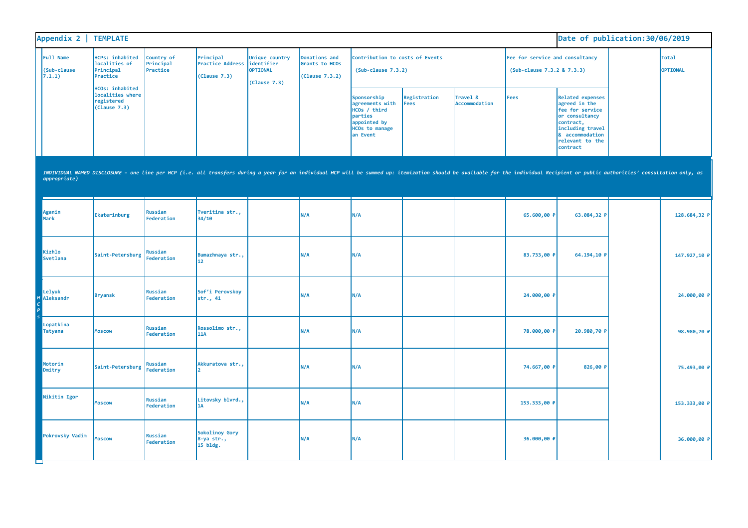## Appendix 2 | TEMPLATE

Date of publication:30/06/2019

| Full Name (Sub-clause 7.1.1) | HCPs: inhabited localities of Principal Practice HCOs: inhabited localities where registered (Clause 7.3) | Country of Principal Practice | Principal Practice Address (Clause 7.3) | Unique country identifier OPTIONAL (Clause 7.3) | Donations and Grants to HCOs (Clause 7.3.2) | Contribution to costs of Events (Sub-clause 7.3.2) | | | Fee for service and consultancy (Sub-clause 7.3.2 & 7.3.3) | | | Total OPTIONAL |
|---|---|---|---|---|---|---|---|---|---|---|---|---|
| | | | | | | Sponsorship agreements with HCOs / third parties appointed by HCOs to manage an Event | Registration Fees | Travel & Accommodation | Fees | Related expenses agreed in the fee for service or consultancy contract, including travel & accommodation relevant to the contract | | |
| *INDIVIDUAL NAMED DISCLOSURE – one line per HCP (i.e. all transfers during a year for an individual HCP will be summed up: itemization should be available for the individual Recipient or public authorities' consultation only, as appropriate)* | | | | | | | | | | | | |
| Aganin Mark | Ekaterinburg | Russian Federation | Tveritina str., 34/10 | | N/A | N/A | | | 65.600,00 ₽ | 63.084,32 ₽ | | 128.684,32 ₽ |
| Kizhlo Svetlana | Saint-Petersburg | Russian Federation | Bumazhnaya str., 12 | | N/A | N/A | | | 83.733,00 ₽ | 64.194,10 ₽ | | 147.927,10 ₽ |
| Lelyuk Aleksandr | Bryansk | Russian Federation | Sof'i Perovskoy str., 41 | | N/A | N/A | | | 24.000,00 ₽ | | | 24.000,00 ₽ |
| Lopatkina Tatyana | Moscow | Russian Federation | Rossolimo str., 11A | | N/A | N/A | | | 78.000,00 ₽ | 20.980,70 ₽ | | 98.980,70 ₽ |
| Motorin Dmitry | Saint-Petersburg | Russian Federation | Akkuratova str., 2 | | N/A | N/A | | | 74.667,00 ₽ | 826,00 ₽ | | 75.493,00 ₽ |
| Nikitin Igor | Moscow | Russian Federation | Litovsky blvrd., 1A | | N/A | N/A | | | 153.333,00 ₽ | | | 153.333,00 ₽ |
| Pokrovsky Vadim | Moscow | Russian Federation | Sokolinoy Gory 8-ya str., 15 bldg. | | N/A | N/A | | | 36.000,00 ₽ | | | 36.000,00 ₽ |

HCPs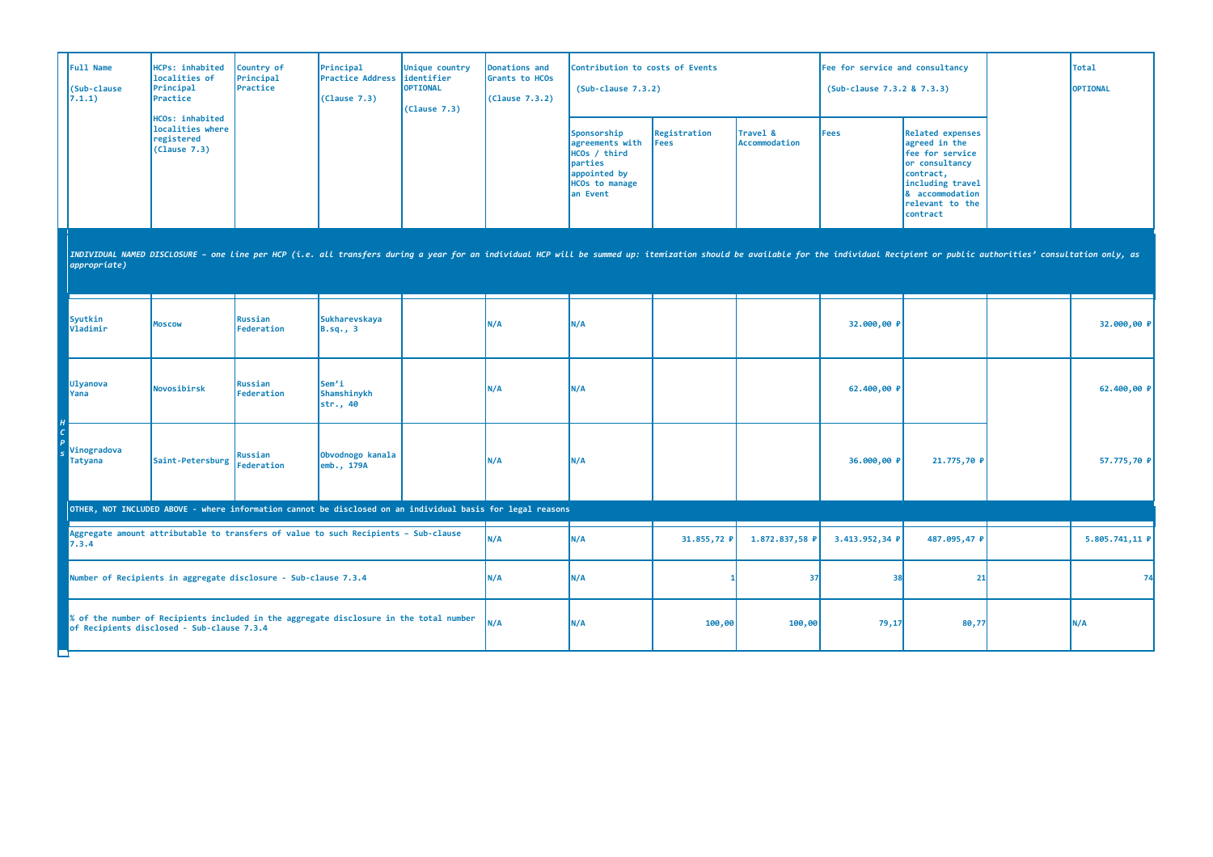| | Full Name (Sub-clause 7.1.1) | HCPs: inhabited localities of Principal Practice HCOs: inhabited localities where registered (Clause 7.3) | Country of Principal Practice | Principal Practice Address (Clause 7.3) | Unique country identifier OPTIONAL (Clause 7.3) | Donations and Grants to HCOs (Clause 7.3.2) | Contribution to costs of Events (Sub-clause 7.3.2) | | | Fee for service and consultancy (Sub-clause 7.3.2 & 7.3.3) | | | Total OPTIONAL |
|---|---|---|---|---|---|---|---|---|---|---|---|---|---|
| | | | | | | | Sponsorship agreements with HCOs / third parties appointed by HCOs to manage an Event | Registration Fees | Travel & Accommodation | Fees | Related expenses agreed in the fee for service or consultancy contract, including travel & accommodation relevant to the contract | | |
| | *INDIVIDUAL NAMED DISCLOSURE - one line per HCP (i.e. all transfers during a year for an individual HCP will be summed up: itemization should be available for the individual Recipient or public authorities' consultation only, as appropriate)* | | | | | | | | | | | | |
| HCPs | Syutkin Vladimir | Moscow | Russian Federation | Sukharevskaya B.sq., 3 | | N/A | N/A | | | 32.000,00 ₽ | | | 32.000,00 ₽ |
| | Ulyanova Yana | Novosibirsk | Russian Federation | Sem'i Shamshinykh str., 40 | | N/A | N/A | | | 62.400,00 ₽ | | | 62.400,00 ₽ |
| | Vinogradova Tatyana | Saint-Petersburg | Russian Federation | Obvodnogo kanala emb., 179A | | N/A | N/A | | | 36.000,00 ₽ | 21.775,70 ₽ | | 57.775,70 ₽ |
| | OTHER, NOT INCLUDED ABOVE - where information cannot be disclosed on an individual basis for legal reasons | | | | | | | | | | | | |
| | Aggregate amount attributable to transfers of value to such Recipients - Sub-clause 7.3.4 | | | | | N/A | N/A | 31.855,72 ₽ | 1.872.837,58 ₽ | 3.413.952,34 ₽ | 487.095,47 ₽ | | 5.805.741,11 ₽ |
| | Number of Recipients in aggregate disclosure - Sub-clause 7.3.4 | | | | | N/A | N/A | 1 | 37 | 38 | 21 | | 74 |
| | % of the number of Recipients included in the aggregate disclosure in the total number of Recipients disclosed - Sub-clause 7.3.4 | | | | | N/A | N/A | 100,00 | 100,00 | 79,17 | 80,77 | | N/A |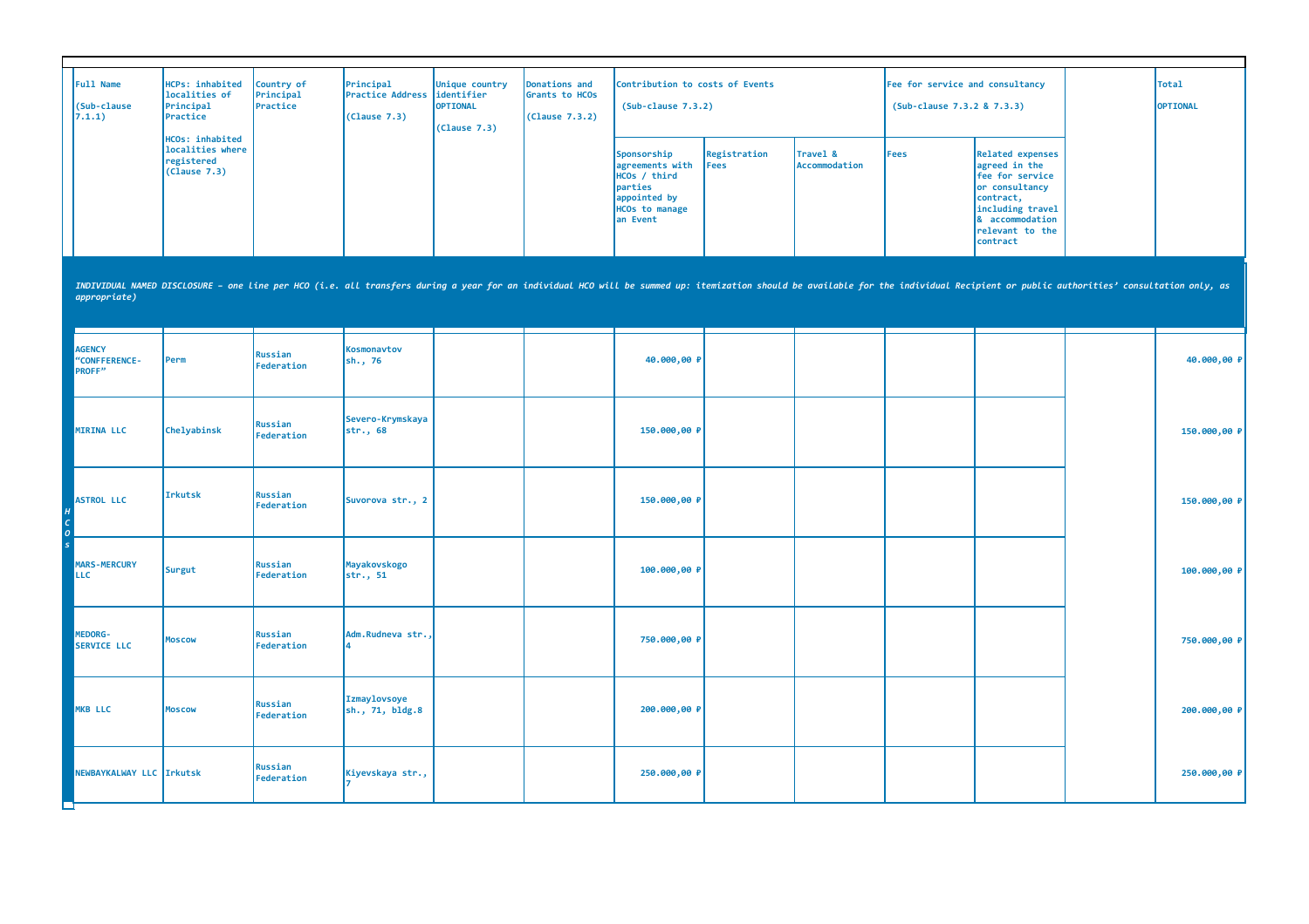| Full Name (Sub-clause 7.1.1) | HCPs: inhabited localities of Principal Practice HCOs: inhabited localities where registered (Clause 7.3) | Country of Principal Practice | Principal Practice Address (Clause 7.3) | Unique country identifier OPTIONAL (Clause 7.3) | Donations and Grants to HCOs (Clause 7.3.2) | Contribution to costs of Events (Sub-clause 7.3.2) | | | Fee for service and consultancy (Sub-clause 7.3.2 & 7.3.3) | | | Total OPTIONAL |
|---|---|---|---|---|---|---|---|---|---|---|---|---|
| | | | | | | Sponsorship agreements with HCOs / third parties appointed by HCOs to manage an Event | Registration Fees | Travel & Accommodation | Fees | Related expenses agreed in the fee for service or consultancy contract, including travel & accommodation relevant to the contract | | |
| *INDIVIDUAL NAMED DISCLOSURE – one line per HCO (i.e. all transfers during a year for an individual HCO will be summed up: itemization should be available for the individual Recipient or public authorities' consultation only, as appropriate)* | | | | | | | | | | | | |
| **HCOs** | | | | | | | | | | | | |
| AGENCY "CONFFERENCE-PROFF" | Perm | Russian Federation | Kosmonavtov sh., 76 | | | 40.000,00 ₽ | | | | | | 40.000,00 ₽ |
| MIRINA LLC | Chelyabinsk | Russian Federation | Severo-Krymskaya str., 68 | | | 150.000,00 ₽ | | | | | | 150.000,00 ₽ |
| ASTROL LLC | Irkutsk | Russian Federation | Suvorova str., 2 | | | 150.000,00 ₽ | | | | | | 150.000,00 ₽ |
| MARS-MERCURY LLC | Surgut | Russian Federation | Mayakovskogo str., 51 | | | 100.000,00 ₽ | | | | | | 100.000,00 ₽ |
| MEDORG-SERVICE LLC | Moscow | Russian Federation | Adm.Rudneva str., 4 | | | 750.000,00 ₽ | | | | | | 750.000,00 ₽ |
| MKB LLC | Moscow | Russian Federation | Izmaylovsoye sh., 71, bldg.8 | | | 200.000,00 ₽ | | | | | | 200.000,00 ₽ |
| NEWBAYKALWAY LLC | Irkutsk | Russian Federation | Kiyevskaya str., 7 | | | 250.000,00 ₽ | | | | | | 250.000,00 ₽ |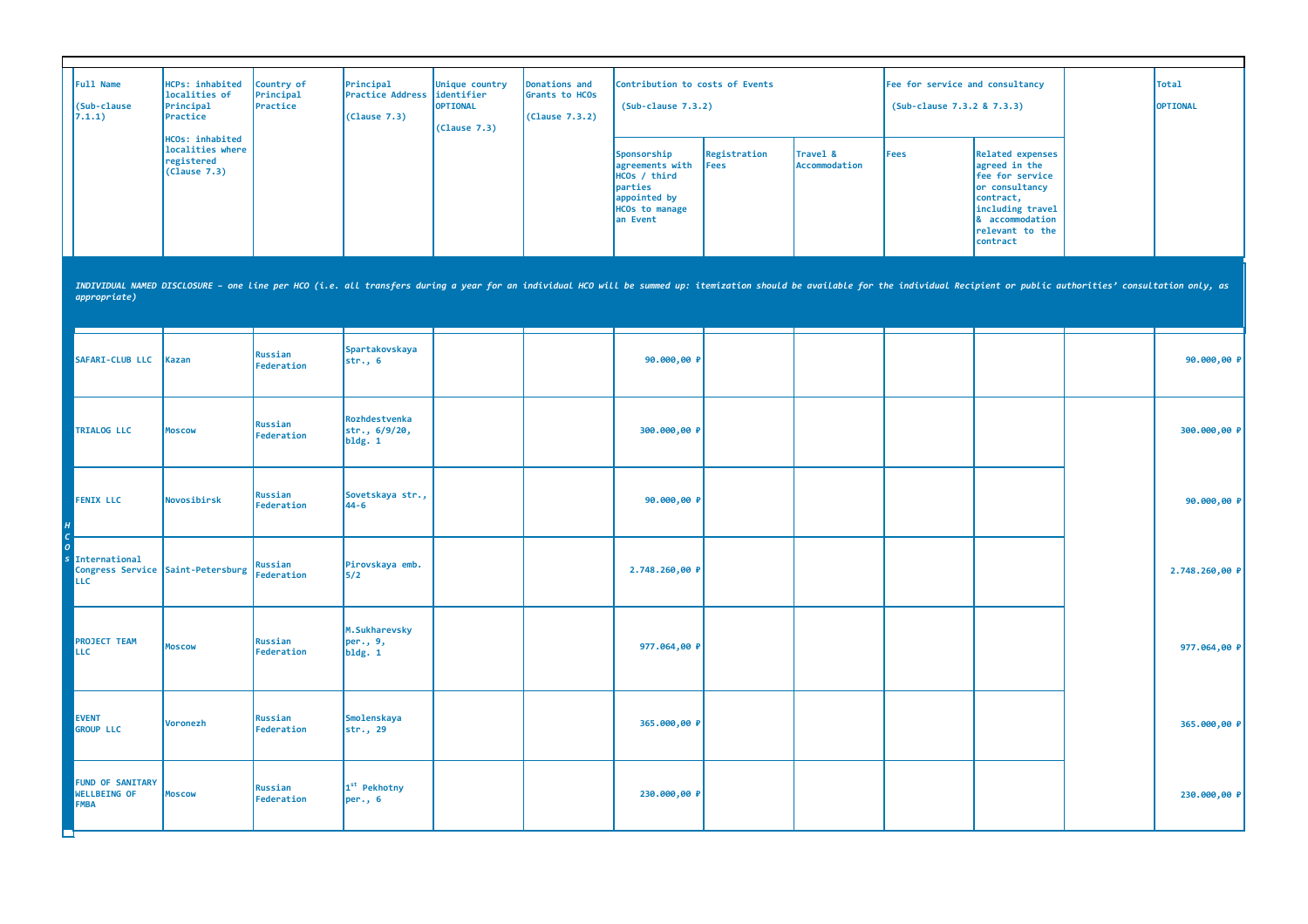| Full Name (Sub-clause 7.1.1) | HCPs: inhabited localities of Principal Practice HCOs: inhabited localities where registered (Clause 7.3) | Country of Principal Practice | Principal Practice Address (Clause 7.3) | Unique country identifier OPTIONAL (Clause 7.3) | Donations and Grants to HCOs (Clause 7.3.2) | Contribution to costs of Events (Sub-clause 7.3.2) | | | Fee for service and consultancy (Sub-clause 7.3.2 & 7.3.3) | | | Total OPTIONAL |
|---|---|---|---|---|---|---|---|---|---|---|---|---|
| | | | | | | Sponsorship agreements with HCOs / third parties appointed by HCOs to manage an Event | Registration Fees | Travel & Accommodation | Fees | Related expenses agreed in the fee for service or consultancy contract, including travel & accommodation relevant to the contract | | |
| *INDIVIDUAL NAMED DISCLOSURE – one line per HCO (i.e. all transfers during a year for an individual HCO will be summed up: itemization should be available for the individual Recipient or public authorities' consultation only, as appropriate)* | | | | | | | | | | | | |
| SAFARI-CLUB LLC | Kazan | Russian Federation | Spartakovskaya str., 6 | | | 90.000,00 ₽ | | | | | | 90.000,00 ₽ |
| TRIALOG LLC | Moscow | Russian Federation | Rozhdestvenka str., 6/9/20, bldg. 1 | | | 300.000,00 ₽ | | | | | | 300.000,00 ₽ |
| FENIX LLC | Novosibirsk | Russian Federation | Sovetskaya str., 44-6 | | | 90.000,00 ₽ | | | | | | 90.000,00 ₽ |
| International Congress Service LLC | Saint-Petersburg | Russian Federation | Pirovskaya emb. 5/2 | | | 2.748.260,00 ₽ | | | | | | 2.748.260,00 ₽ |
| PROJECT TEAM LLC | Moscow | Russian Federation | M.Sukharevsky per., 9, bldg. 1 | | | 977.064,00 ₽ | | | | | | 977.064,00 ₽ |
| EVENT GROUP LLC | Voronezh | Russian Federation | Smolenskaya str., 29 | | | 365.000,00 ₽ | | | | | | 365.000,00 ₽ |
| FUND OF SANITARY WELLBEING OF FMBA | Moscow | Russian Federation | 1st Pekhotny per., 6 | | | 230.000,00 ₽ | | | | | | 230.000,00 ₽ |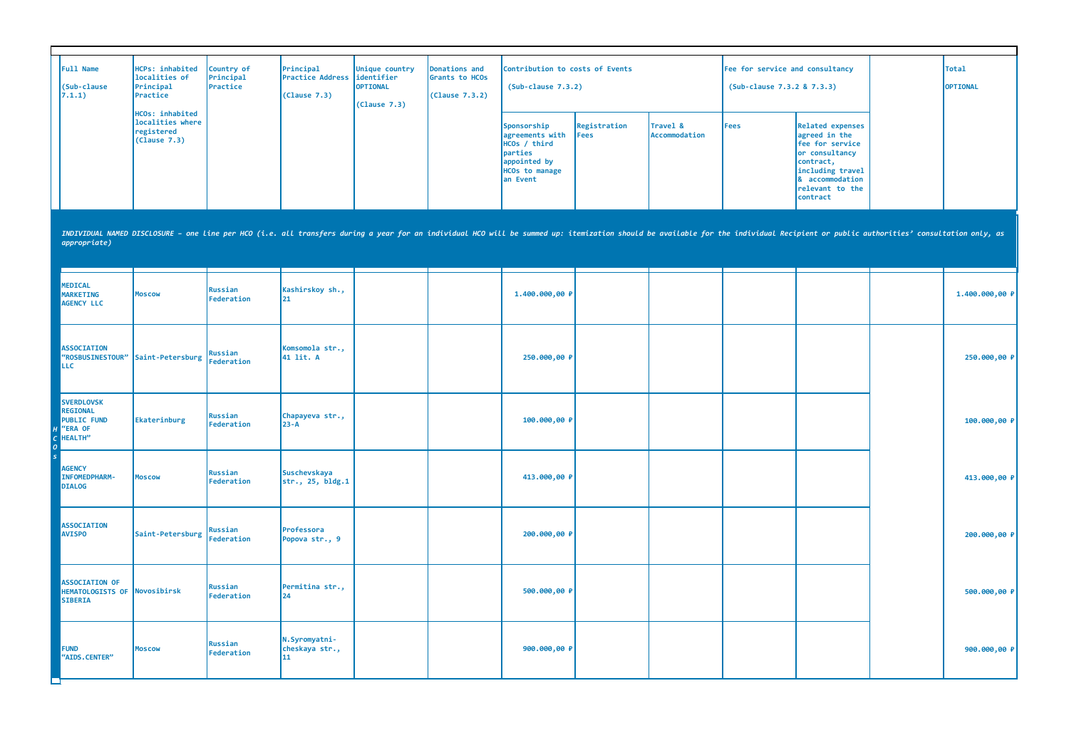| Full Name (Sub-clause 7.1.1) | HCPs: inhabited localities of Principal Practice HCOs: inhabited localities where registered (Clause 7.3) | Country of Principal Practice | Principal Practice Address (Clause 7.3) | Unique country identifier OPTIONAL (Clause 7.3) | Donations and Grants to HCOs (Clause 7.3.2) | Contribution to costs of Events (Sub-clause 7.3.2) | | | Fee for service and consultancy (Sub-clause 7.3.2 & 7.3.3) | | | Total OPTIONAL |
|---|---|---|---|---|---|---|---|---|---|---|---|---|
| | | | | | | Sponsorship agreements with HCOs / third parties appointed by HCOs to manage an Event | Registration Fees | Travel & Accommodation | Fees | Related expenses agreed in the fee for service or consultancy contract, including travel & accommodation relevant to the contract | | |
| *INDIVIDUAL NAMED DISCLOSURE – one line per HCO (i.e. all transfers during a year for an individual HCO will be summed up: itemization should be available for the individual Recipient or public authorities' consultation only, as appropriate)* | | | | | | | | | | | | |
| **HCOs** | | | | | | | | | | | | |
| MEDICAL MARKETING AGENCY LLC | Moscow | Russian Federation | Kashirskoy sh., 21 | | | 1.400.000,00 ₽ | | | | | | 1.400.000,00 ₽ |
| ASSOCIATION "ROSBUSINESTOUR" LLC | Saint-Petersburg | Russian Federation | Komsomola str., 41 lit. A | | | 250.000,00 ₽ | | | | | | 250.000,00 ₽ |
| SVERDLOVSK REGIONAL PUBLIC FUND "ERA OF HEALTH" | Ekaterinburg | Russian Federation | Chapayeva str., 23-A | | | 100.000,00 ₽ | | | | | | 100.000,00 ₽ |
| AGENCY INFOMEDPHARM-DIALOG | Moscow | Russian Federation | Suschevskaya str., 25, bldg.1 | | | 413.000,00 ₽ | | | | | | 413.000,00 ₽ |
| ASSOCIATION AVISPO | Saint-Petersburg | Russian Federation | Professora Popova str., 9 | | | 200.000,00 ₽ | | | | | | 200.000,00 ₽ |
| ASSOCIATION OF HEMATOLOGISTS OF SIBERIA | Novosibirsk | Russian Federation | Permitina str., 24 | | | 500.000,00 ₽ | | | | | | 500.000,00 ₽ |
| FUND "AIDS.CENTER" | Moscow | Russian Federation | N.Syromyatni-cheskaya str., 11 | | | 900.000,00 ₽ | | | | | | 900.000,00 ₽ |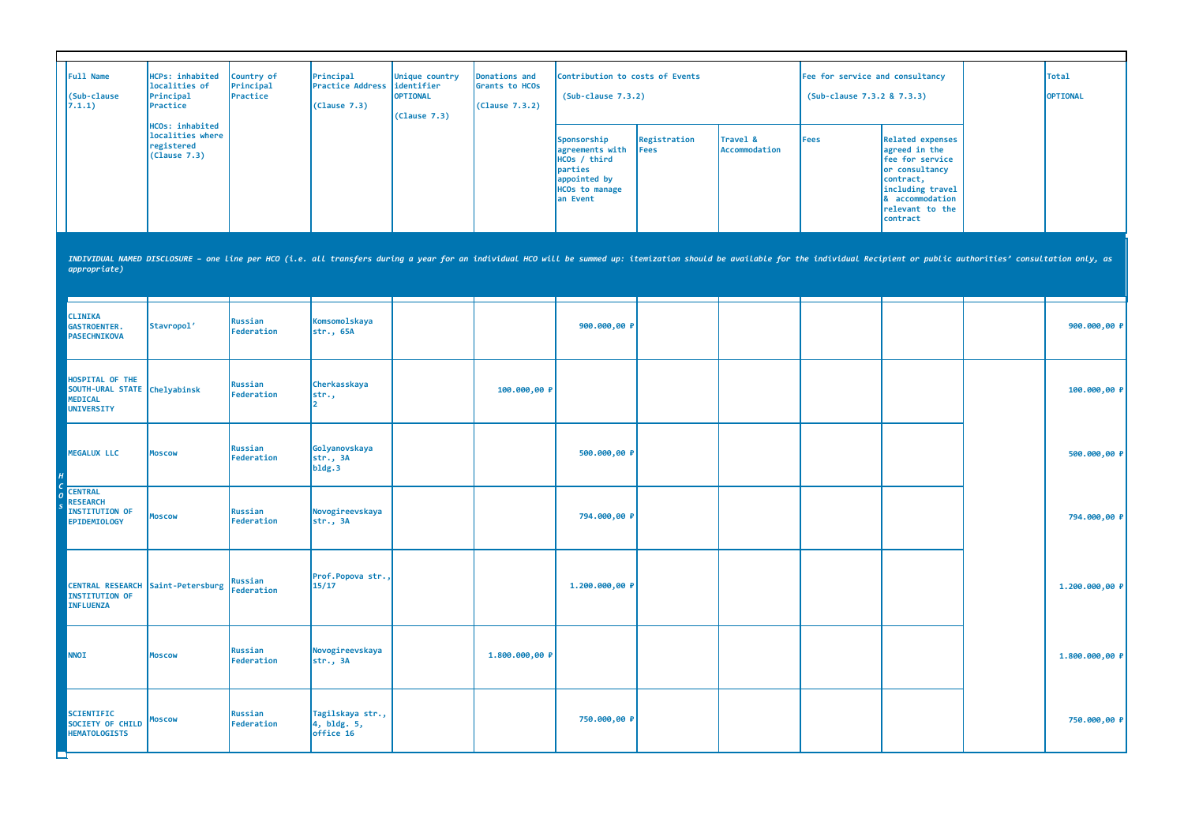| Full Name (Sub-clause 7.1.1) | HCPs: inhabited localities of Principal Practice HCOs: inhabited localities where registered (Clause 7.3) | Country of Principal Practice | Principal Practice Address (Clause 7.3) | Unique country identifier OPTIONAL (Clause 7.3) | Donations and Grants to HCOs (Clause 7.3.2) | Contribution to costs of Events (Sub-clause 7.3.2) | | | Fee for service and consultancy (Sub-clause 7.3.2 & 7.3.3) | | | Total OPTIONAL |
|---|---|---|---|---|---|---|---|---|---|---|---|---|
| | | | | | | Sponsorship agreements with HCOs / third parties appointed by HCOs to manage an Event | Registration Fees | Travel & Accommodation | Fees | Related expenses agreed in the fee for service or consultancy contract, including travel & accommodation relevant to the contract | | |
| *INDIVIDUAL NAMED DISCLOSURE – one line per HCO (i.e. all transfers during a year for an individual HCO will be summed up: itemization should be available for the individual Recipient or public authorities' consultation only, as appropriate)* | | | | | | | | | | | | |
| CLINIKA GASTROENTER. PASECHNIKOVA | Stavropol' | Russian Federation | Komsomolskaya str., 65A | | | 900.000,00 ₽ | | | | | | 900.000,00 ₽ |
| HOSPITAL OF THE SOUTH-URAL STATE MEDICAL UNIVERSITY | Chelyabinsk | Russian Federation | Cherkasskaya str., 2 | | 100.000,00 ₽ | | | | | | | 100.000,00 ₽ |
| MEGALUX LLC | Moscow | Russian Federation | Golyanovskaya str., 3A bldg.3 | | | 500.000,00 ₽ | | | | | | 500.000,00 ₽ |
| CENTRAL RESEARCH INSTITUTION OF EPIDEMIOLOGY | Moscow | Russian Federation | Novogireevskaya str., 3A | | | 794.000,00 ₽ | | | | | | 794.000,00 ₽ |
| CENTRAL RESEARCH INSTITUTION OF INFLUENZA | Saint-Petersburg | Russian Federation | Prof.Popova str., 15/17 | | | 1.200.000,00 ₽ | | | | | | 1.200.000,00 ₽ |
| NNOI | Moscow | Russian Federation | Novogireevskaya str., 3A | | 1.800.000,00 ₽ | | | | | | | 1.800.000,00 ₽ |
| SCIENTIFIC SOCIETY OF CHILD HEMATOLOGISTS | Moscow | Russian Federation | Tagilskaya str., 4, bldg. 5, office 16 | | | 750.000,00 ₽ | | | | | | 750.000,00 ₽ |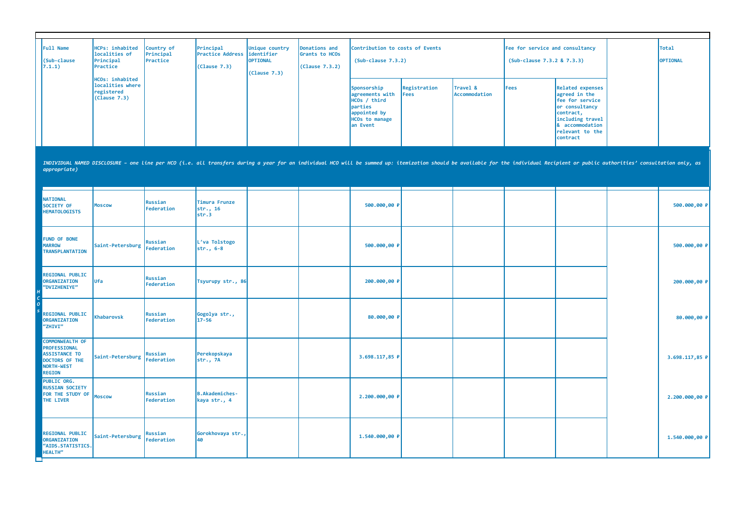| Full Name (Sub-clause 7.1.1) | HCPs: inhabited localities of Principal Practice HCOs: inhabited localities where registered (Clause 7.3) | Country of Principal Practice | Principal Practice Address (Clause 7.3) | Unique country identifier OPTIONAL (Clause 7.3) | Donations and Grants to HCOs (Clause 7.3.2) | Contribution to costs of Events (Sub-clause 7.3.2) | | | Fee for service and consultancy (Sub-clause 7.3.2 & 7.3.3) | | | Total OPTIONAL |
|---|---|---|---|---|---|---|---|---|---|---|---|---|
| | | | | | | Sponsorship agreements with HCOs / third parties appointed by HCOs to manage an Event | Registration Fees | Travel & Accommodation | Fees | Related expenses agreed in the fee for service or consultancy contract, including travel & accommodation relevant to the contract | | |
| *INDIVIDUAL NAMED DISCLOSURE – one line per HCO (i.e. all transfers during a year for an individual HCO will be summed up: itemization should be available for the individual Recipient or public authorities' consultation only, as appropriate)* | | | | | | | | | | | | |
| NATIONAL SOCIETY OF HEMATOLOGISTS | Moscow | Russian Federation | Timura Frunze str., 16 str.3 | | | 500.000,00 ₽ | | | | | | 500.000,00 ₽ |
| FUND OF BONE MARROW TRANSPLANTATION | Saint-Petersburg | Russian Federation | L'va Tolstogo str., 6-8 | | | 500.000,00 ₽ | | | | | | 500.000,00 ₽ |
| REGIONAL PUBLIC ORGANIZATION "DVIZHENIYE" | Ufa | Russian Federation | Tsyurupy str., 86 | | | 200.000,00 ₽ | | | | | | 200.000,00 ₽ |
| REGIONAL PUBLIC ORGANIZATION "ZHIVI" | Khabarovsk | Russian Federation | Gogolya str., 17-56 | | | 80.000,00 ₽ | | | | | | 80.000,00 ₽ |
| COMMONWEALTH OF PROFESSIONAL ASSISTANCE TO DOCTORS OF THE NORTH-WEST REGION | Saint-Petersburg | Russian Federation | Perekopskaya str., 7A | | | 3.698.117,85 ₽ | | | | | | 3.698.117,85 ₽ |
| PUBLIC ORG. RUSSIAN SOCIETY FOR THE STUDY OF THE LIVER | Moscow | Russian Federation | B.Akademiches-kaya str., 4 | | | 2.200.000,00 ₽ | | | | | | 2.200.000,00 ₽ |
| REGIONAL PUBLIC ORGANIZATION "AIDS.STATISTICS. HEALTH" | Saint-Petersburg | Russian Federation | Gorokhovaya str., 40 | | | 1.540.000,00 ₽ | | | | | | 1.540.000,00 ₽ |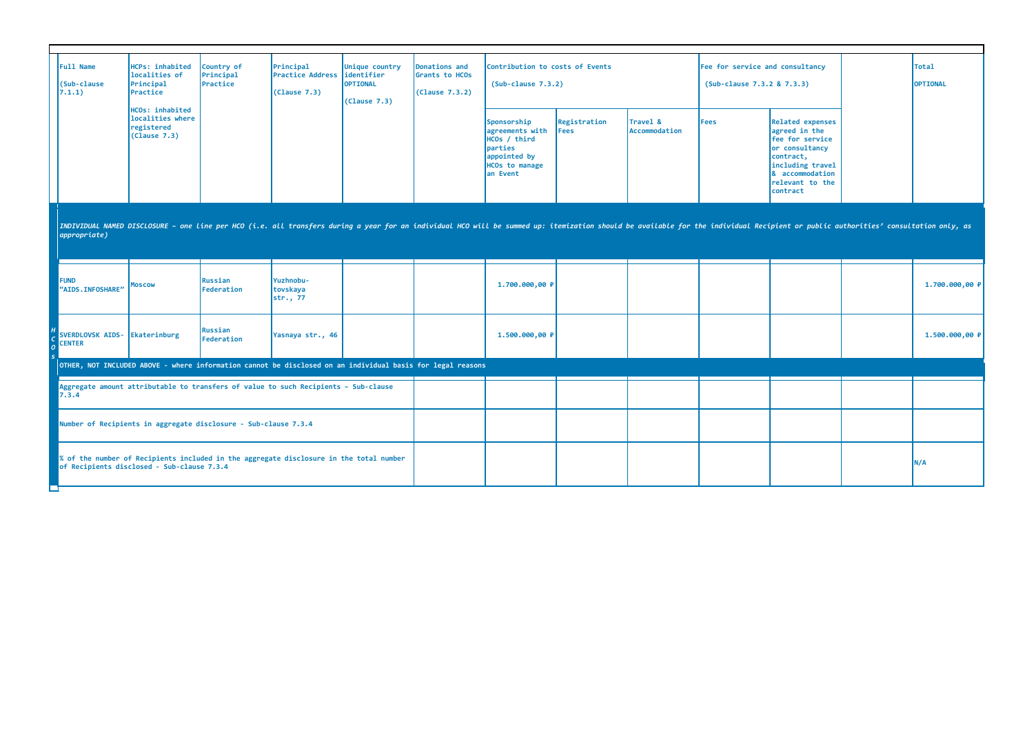| Full Name (Sub-clause 7.1.1) | HCPs: inhabited localities of Principal Practice HCOs: inhabited localities where registered (Clause 7.3) | Country of Principal Practice | Principal Practice Address (Clause 7.3) | Unique country identifier OPTIONAL (Clause 7.3) | Donations and Grants to HCOs (Clause 7.3.2) | Contribution to costs of Events (Sub-clause 7.3.2) | | | Fee for service and consultancy (Sub-clause 7.3.2 & 7.3.3) | | | Total OPTIONAL |
|---|---|---|---|---|---|---|---|---|---|---|---|---|
| | | | | | | Sponsorship agreements with HCOs / third parties appointed by HCOs to manage an Event | Registration Fees | Travel & Accommodation | Fees | Related expenses agreed in the fee for service or consultancy contract, including travel & accommodation relevant to the contract | | |
| *INDIVIDUAL NAMED DISCLOSURE - one line per HCO (i.e. all transfers during a year for an individual HCO will be summed up: itemization should be available for the individual Recipient or public authorities' consultation only, as appropriate)* | | | | | | | | | | | | |
| FUND "AIDS.INFOSHARE" | Moscow | Russian Federation | Yuzhnobutovskaya str., 77 | | | 1.700.000,00 ₽ | | | | | | 1.700.000,00 ₽ |
| SVERDLOVSK AIDS-CENTER | Ekaterinburg | Russian Federation | Yasnaya str., 46 | | | 1.500.000,00 ₽ | | | | | | 1.500.000,00 ₽ |
| OTHER, NOT INCLUDED ABOVE - where information cannot be disclosed on an individual basis for legal reasons | | | | | | | | | | | | |
| Aggregate amount attributable to transfers of value to such Recipients - Sub-clause 7.3.4 | | | | | | | | | | | | |
| Number of Recipients in aggregate disclosure - Sub-clause 7.3.4 | | | | | | | | | | | | |
| % of the number of Recipients included in the aggregate disclosure in the total number of Recipients disclosed - Sub-clause 7.3.4 | | | | | | | | | | | | N/A |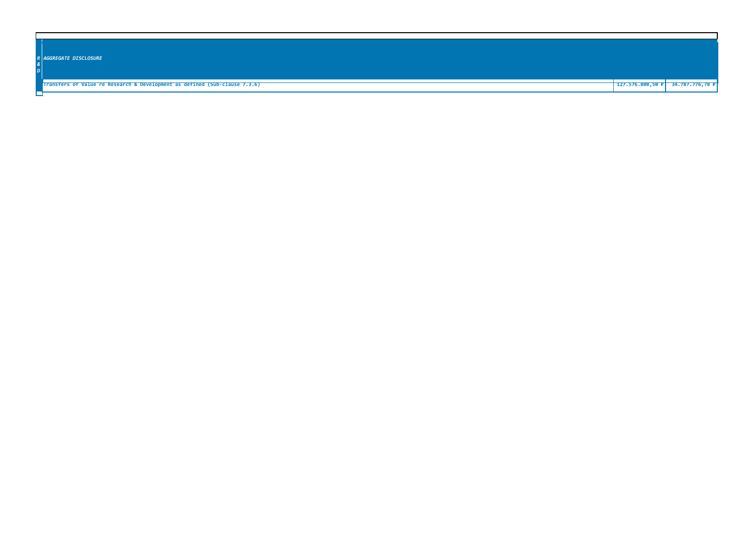| R & D | AGGREGATE DISCLOSURE | | |
|---|---|---|---|
| | Transfers of Value re Research & Development as defined (Sub-clause 7.3.6) | 127.576.808,50 ₽ | 34.787.776,78 ₽ |